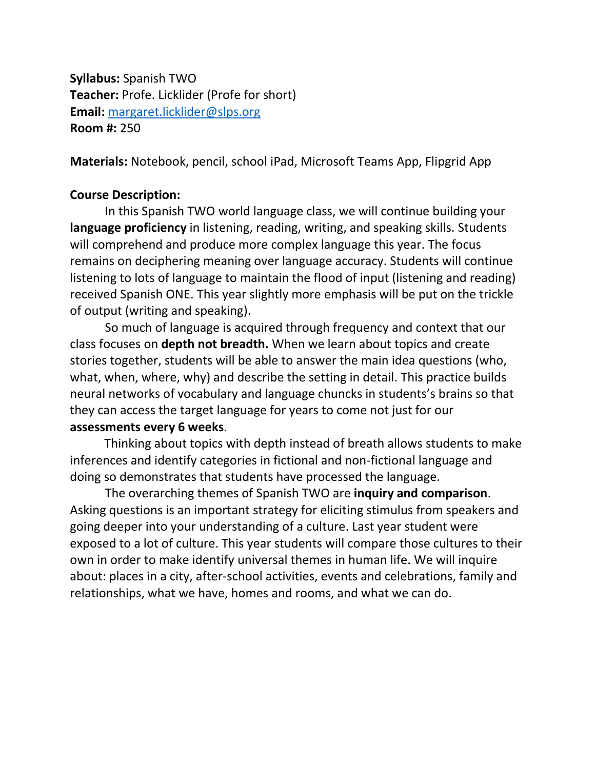**Syllabus:** Spanish TWO
**Teacher:** Profe. Licklider (Profe for short)
**Email:** [margaret.licklider@slps.org](mailto:margaret.licklider@slps.org)
**Room #:** 250

**Materials:** Notebook, pencil, school iPad, Microsoft Teams App, Flipgrid App

**Course Description:**

In this Spanish TWO world language class, we will continue building your **language proficiency** in listening, reading, writing, and speaking skills. Students will comprehend and produce more complex language this year. The focus remains on deciphering meaning over language accuracy. Students will continue listening to lots of language to maintain the flood of input (listening and reading) received Spanish ONE. This year slightly more emphasis will be put on the trickle of output (writing and speaking).

So much of language is acquired through frequency and context that our class focuses on **depth not breadth.** When we learn about topics and create stories together, students will be able to answer the main idea questions (who, what, when, where, why) and describe the setting in detail. This practice builds neural networks of vocabulary and language chuncks in students's brains so that they can access the target language for years to come not just for our **assessments every 6 weeks**.

Thinking about topics with depth instead of breath allows students to make inferences and identify categories in fictional and non-fictional language and doing so demonstrates that students have processed the language.

The overarching themes of Spanish TWO are **inquiry and comparison**. Asking questions is an important strategy for eliciting stimulus from speakers and going deeper into your understanding of a culture. Last year student were exposed to a lot of culture. This year students will compare those cultures to their own in order to make identify universal themes in human life. We will inquire about: places in a city, after-school activities, events and celebrations, family and relationships, what we have, homes and rooms, and what we can do.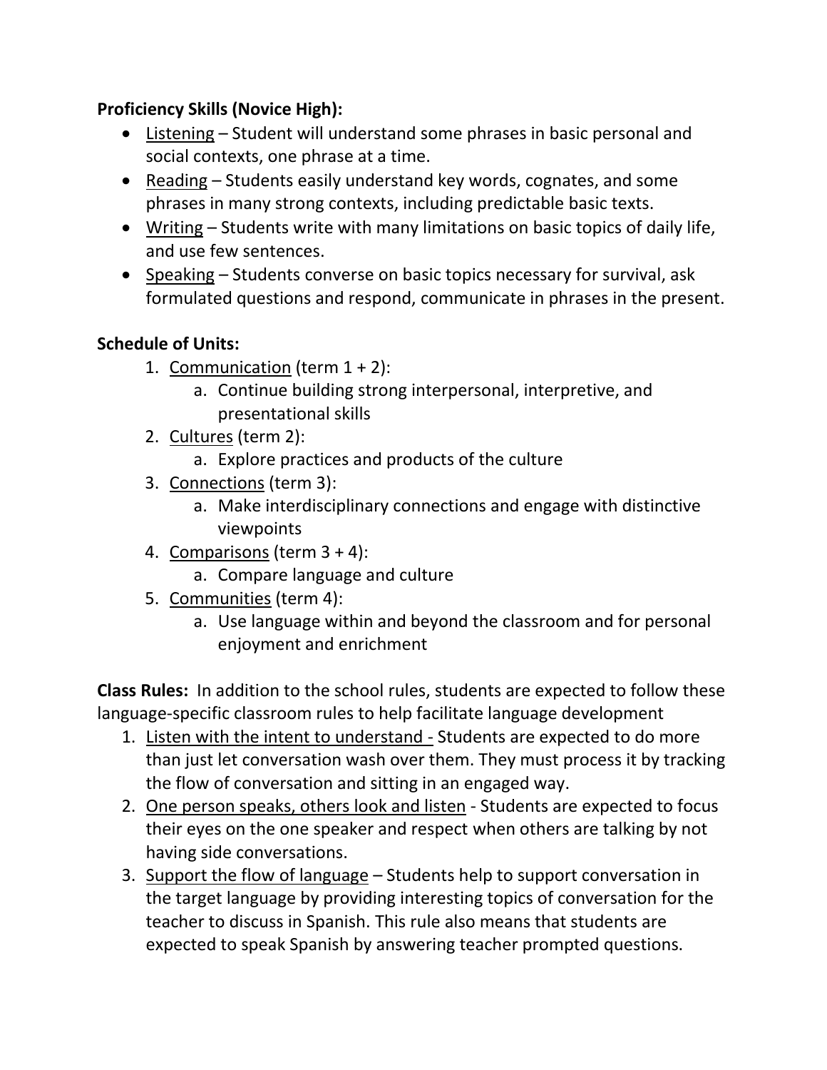**Proficiency Skills (Novice High):**

- Listening – Student will understand some phrases in basic personal and social contexts, one phrase at a time.
- Reading – Students easily understand key words, cognates, and some phrases in many strong contexts, including predictable basic texts.
- Writing – Students write with many limitations on basic topics of daily life, and use few sentences.
- Speaking – Students converse on basic topics necessary for survival, ask formulated questions and respond, communicate in phrases in the present.

**Schedule of Units:**

1. Communication (term 1 + 2):
   a. Continue building strong interpersonal, interpretive, and presentational skills
2. Cultures (term 2):
   a. Explore practices and products of the culture
3. Connections (term 3):
   a. Make interdisciplinary connections and engage with distinctive viewpoints
4. Comparisons (term 3 + 4):
   a. Compare language and culture
5. Communities (term 4):
   a. Use language within and beyond the classroom and for personal enjoyment and enrichment

**Class Rules:** In addition to the school rules, students are expected to follow these language-specific classroom rules to help facilitate language development

1. Listen with the intent to understand - Students are expected to do more than just let conversation wash over them. They must process it by tracking the flow of conversation and sitting in an engaged way.
2. One person speaks, others look and listen - Students are expected to focus their eyes on the one speaker and respect when others are talking by not having side conversations.
3. Support the flow of language – Students help to support conversation in the target language by providing interesting topics of conversation for the teacher to discuss in Spanish. This rule also means that students are expected to speak Spanish by answering teacher prompted questions.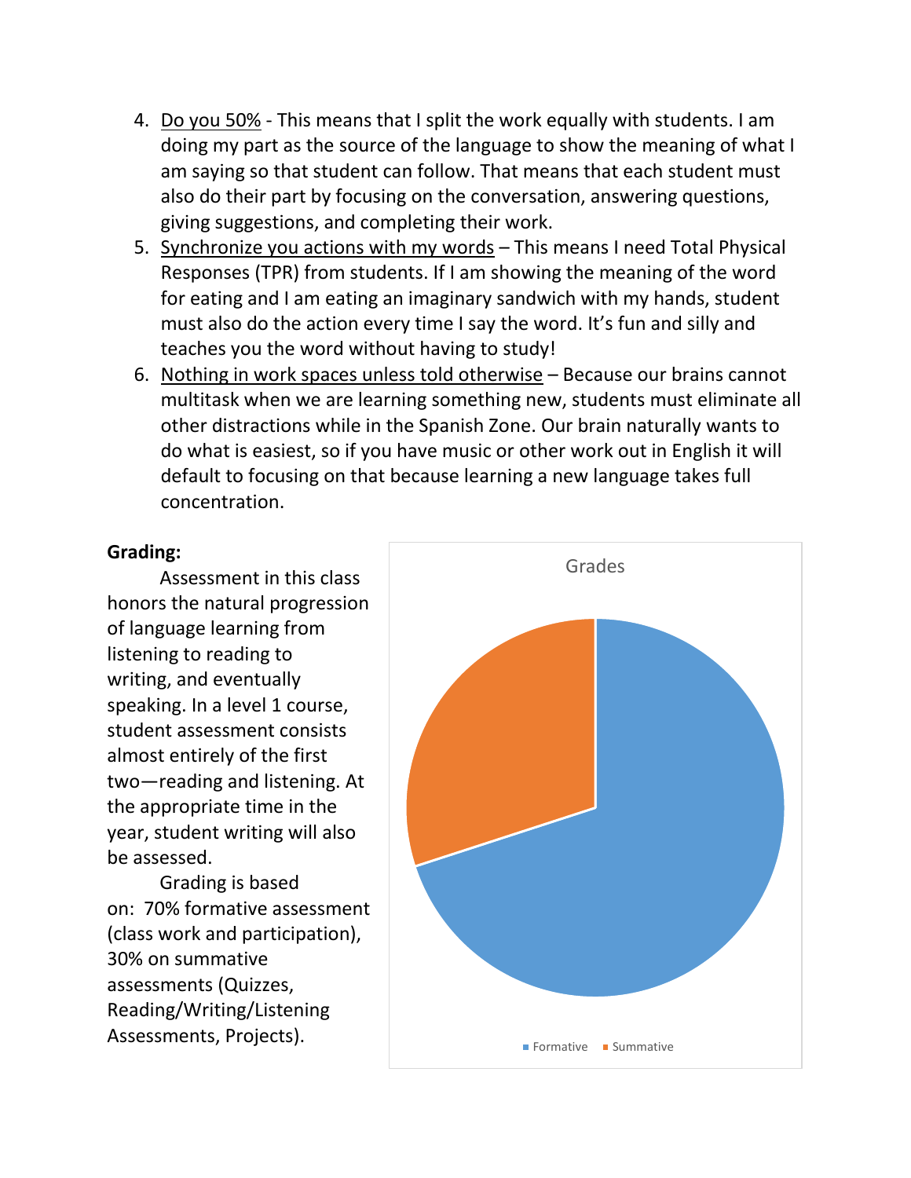4. <u>Do you 50%</u> - This means that I split the work equally with students. I am doing my part as the source of the language to show the meaning of what I am saying so that student can follow. That means that each student must also do their part by focusing on the conversation, answering questions, giving suggestions, and completing their work.
5. <u>Synchronize you actions with my words</u> – This means I need Total Physical Responses (TPR) from students. If I am showing the meaning of the word for eating and I am eating an imaginary sandwich with my hands, student must also do the action every time I say the word. It's fun and silly and teaches you the word without having to study!
6. <u>Nothing in work spaces unless told otherwise</u> – Because our brains cannot multitask when we are learning something new, students must eliminate all other distractions while in the Spanish Zone. Our brain naturally wants to do what is easiest, so if you have music or other work out in English it will default to focusing on that because learning a new language takes full concentration.

**Grading:**

Assessment in this class honors the natural progression of language learning from listening to reading to writing, and eventually speaking. In a level 1 course, student assessment consists almost entirely of the first two—reading and listening. At the appropriate time in the year, student writing will also be assessed.

Grading is based on: 70% formative assessment (class work and participation), 30% on summative assessments (Quizzes, Reading/Writing/Listening Assessments, Projects).

Grades

Formative | Summative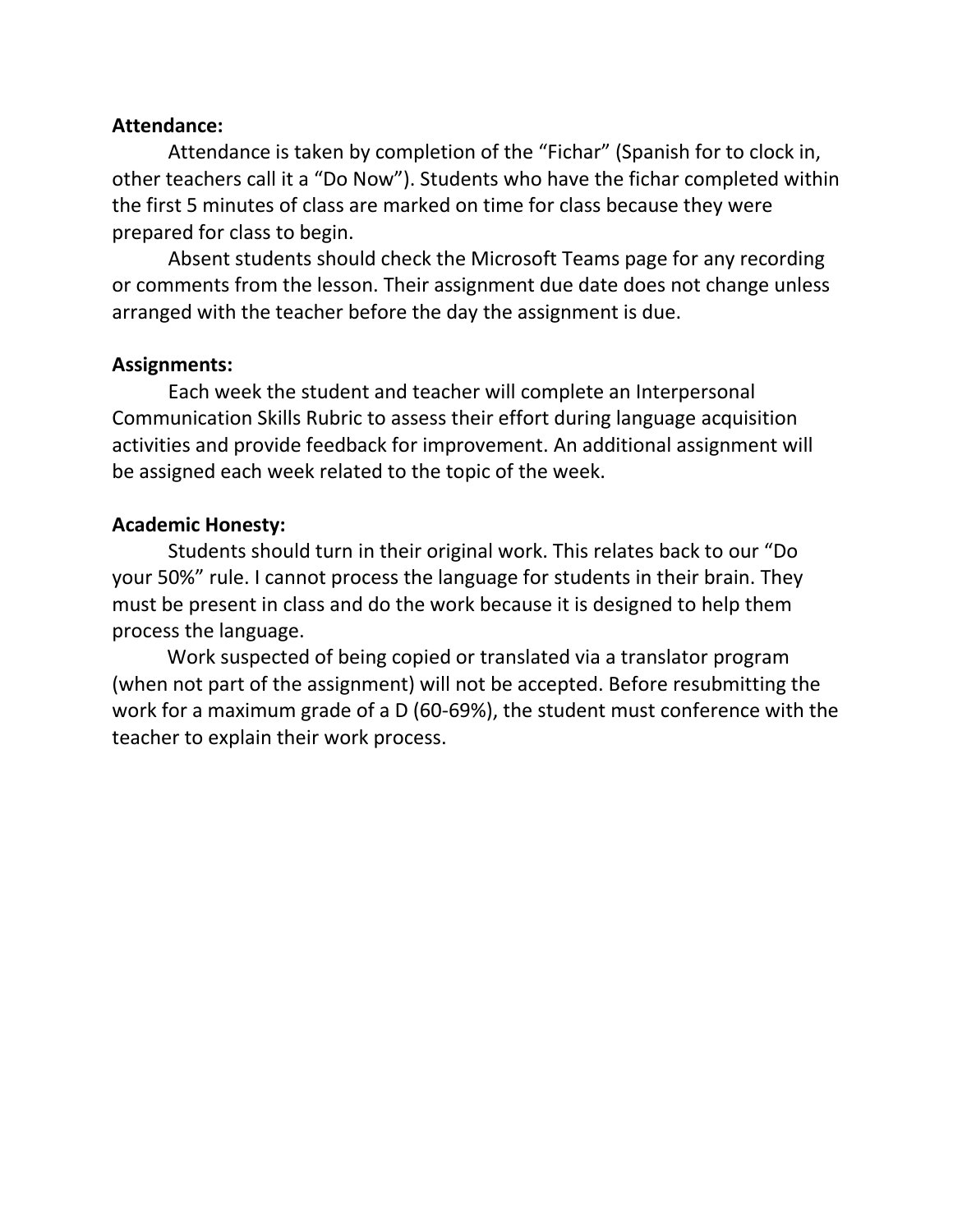**Attendance:**

Attendance is taken by completion of the "Fichar" (Spanish for to clock in, other teachers call it a "Do Now"). Students who have the fichar completed within the first 5 minutes of class are marked on time for class because they were prepared for class to begin.

Absent students should check the Microsoft Teams page for any recording or comments from the lesson. Their assignment due date does not change unless arranged with the teacher before the day the assignment is due.

**Assignments:**

Each week the student and teacher will complete an Interpersonal Communication Skills Rubric to assess their effort during language acquisition activities and provide feedback for improvement. An additional assignment will be assigned each week related to the topic of the week.

**Academic Honesty:**

Students should turn in their original work. This relates back to our "Do your 50%" rule. I cannot process the language for students in their brain. They must be present in class and do the work because it is designed to help them process the language.

Work suspected of being copied or translated via a translator program (when not part of the assignment) will not be accepted. Before resubmitting the work for a maximum grade of a D (60-69%), the student must conference with the teacher to explain their work process.